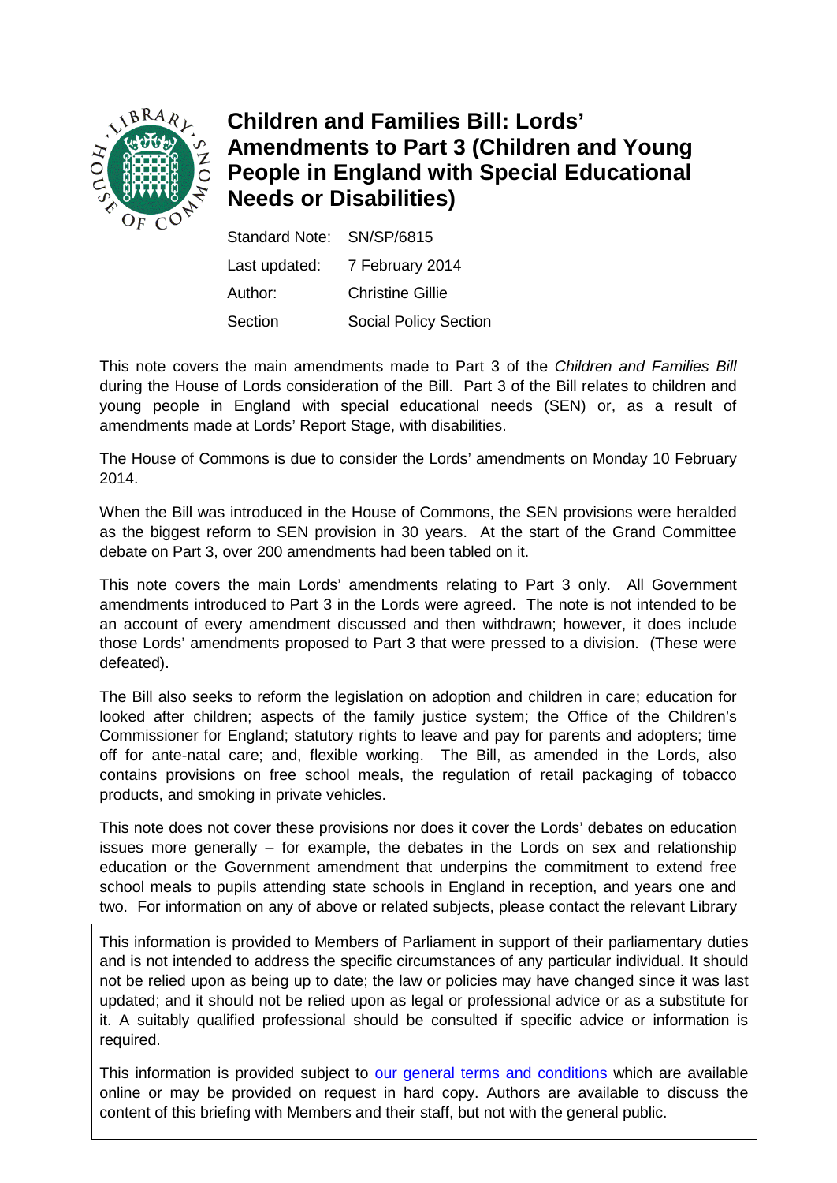# Children and Families Bill: Lords' Amendments to Part 3 (Children and Young People in England with Special Educational Needs or Disabilities)

Standard Note: SN/SP/6815

Last updated: 7 February 2014

Author: Christine Gillie

Section Social Policy Section

This note covers the main amendments made to Part 3 of the *Children and Families Bill* during the House of Lords consideration of the Bill. Part 3 of the Bill relates to children and young people in England with special educational needs (SEN) or, as a result of amendments made at Lords' Report Stage, with disabilities.

The House of Commons is due to consider the Lords' amendments on Monday 10 February 2014.

When the Bill was introduced in the House of Commons, the SEN provisions were heralded as the biggest reform to SEN provision in 30 years. At the start of the Grand Committee debate on Part 3, over 200 amendments had been tabled on it.

This note covers the main Lords' amendments relating to Part 3 only. All Government amendments introduced to Part 3 in the Lords were agreed. The note is not intended to be an account of every amendment discussed and then withdrawn; however, it does include those Lords' amendments proposed to Part 3 that were pressed to a division. (These were defeated).

The Bill also seeks to reform the legislation on adoption and children in care; education for looked after children; aspects of the family justice system; the Office of the Children's Commissioner for England; statutory rights to leave and pay for parents and adopters; time off for ante-natal care; and, flexible working. The Bill, as amended in the Lords, also contains provisions on free school meals, the regulation of retail packaging of tobacco products, and smoking in private vehicles.

This note does not cover these provisions nor does it cover the Lords' debates on education issues more generally – for example, the debates in the Lords on sex and relationship education or the Government amendment that underpins the commitment to extend free school meals to pupils attending state schools in England in reception, and years one and two. For information on any of above or related subjects, please contact the relevant Library

This information is provided to Members of Parliament in support of their parliamentary duties and is not intended to address the specific circumstances of any particular individual. It should not be relied upon as being up to date; the law or policies may have changed since it was last updated; and it should not be relied upon as legal or professional advice or as a substitute for it. A suitably qualified professional should be consulted if specific advice or information is required.

This information is provided subject to our general terms and conditions which are available online or may be provided on request in hard copy. Authors are available to discuss the content of this briefing with Members and their staff, but not with the general public.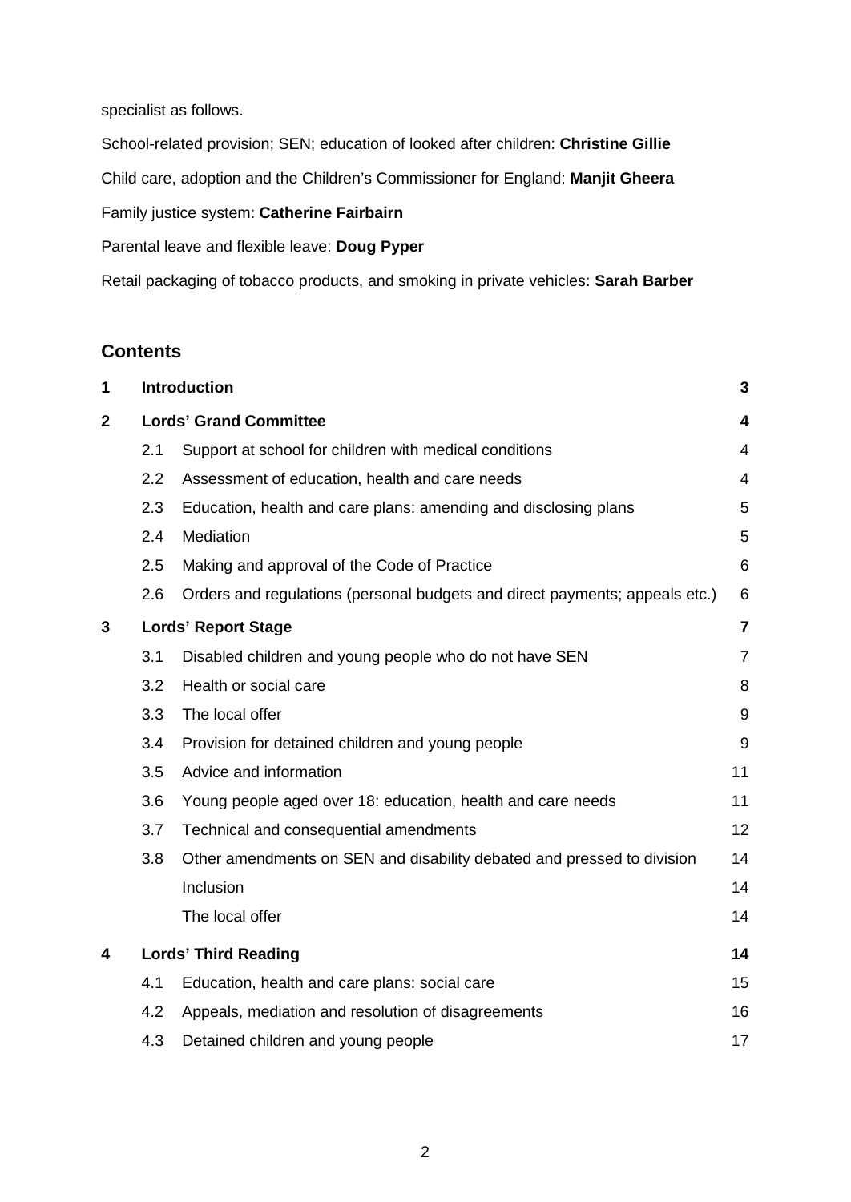specialist as follows.

School-related provision; SEN; education of looked after children: **Christine Gillie**

Child care, adoption and the Children's Commissioner for England: **Manjit Gheera**

Family justice system: **Catherine Fairbairn**

Parental leave and flexible leave: **Doug Pyper**

Retail packaging of tobacco products, and smoking in private vehicles: **Sarah Barber**

## Contents

| | | | |
|---|---|---|---|
| **1** | **Introduction** | | **3** |
| **2** | **Lords' Grand Committee** | | **4** |
| | 2.1 | Support at school for children with medical conditions | 4 |
| | 2.2 | Assessment of education, health and care needs | 4 |
| | 2.3 | Education, health and care plans: amending and disclosing plans | 5 |
| | 2.4 | Mediation | 5 |
| | 2.5 | Making and approval of the Code of Practice | 6 |
| | 2.6 | Orders and regulations (personal budgets and direct payments; appeals etc.) | 6 |
| **3** | **Lords' Report Stage** | | **7** |
| | 3.1 | Disabled children and young people who do not have SEN | 7 |
| | 3.2 | Health or social care | 8 |
| | 3.3 | The local offer | 9 |
| | 3.4 | Provision for detained children and young people | 9 |
| | 3.5 | Advice and information | 11 |
| | 3.6 | Young people aged over 18: education, health and care needs | 11 |
| | 3.7 | Technical and consequential amendments | 12 |
| | 3.8 | Other amendments on SEN and disability debated and pressed to division | 14 |
| | | Inclusion | 14 |
| | | The local offer | 14 |
| **4** | **Lords' Third Reading** | | **14** |
| | 4.1 | Education, health and care plans: social care | 15 |
| | 4.2 | Appeals, mediation and resolution of disagreements | 16 |
| | 4.3 | Detained children and young people | 17 |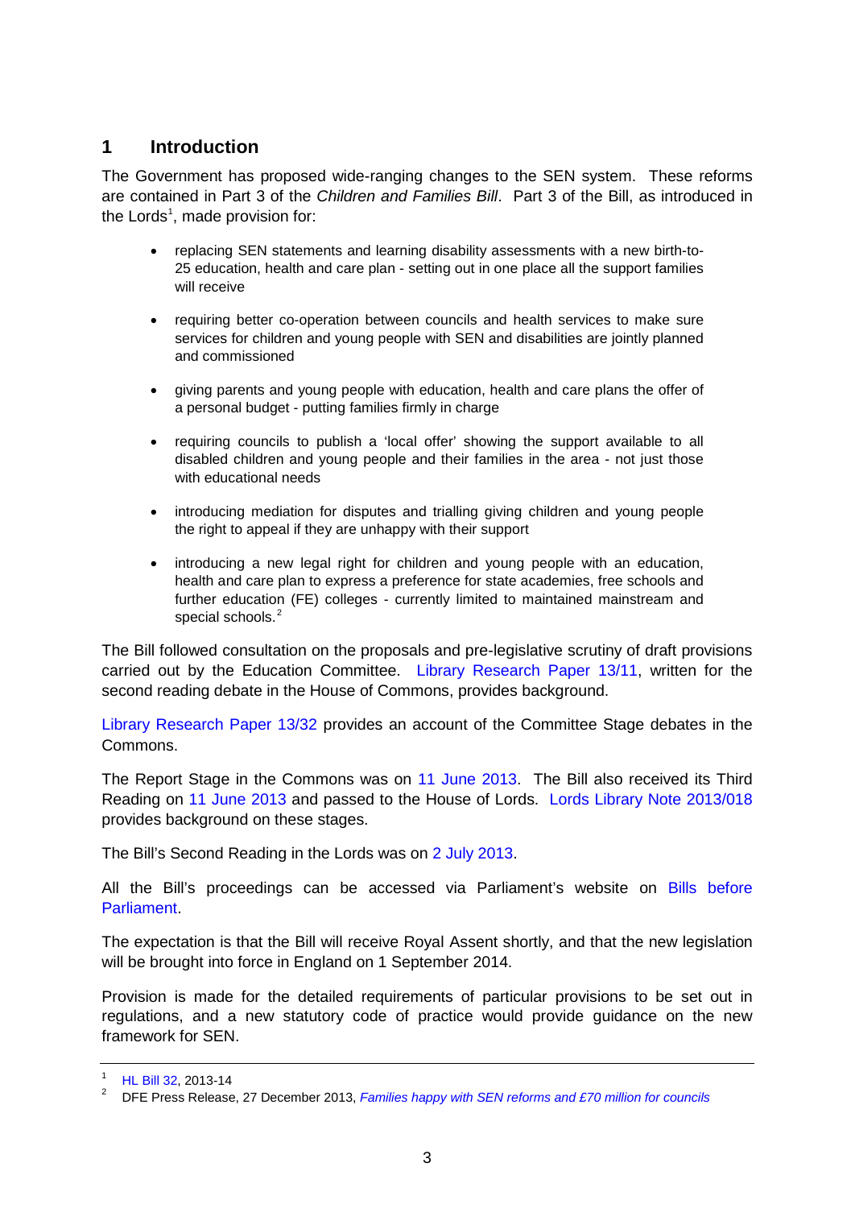# 1 Introduction

The Government has proposed wide-ranging changes to the SEN system. These reforms are contained in Part 3 of the *Children and Families Bill*. Part 3 of the Bill, as introduced in the Lords[1], made provision for:

- replacing SEN statements and learning disability assessments with a new birth-to-25 education, health and care plan - setting out in one place all the support families will receive
- requiring better co-operation between councils and health services to make sure services for children and young people with SEN and disabilities are jointly planned and commissioned
- giving parents and young people with education, health and care plans the offer of a personal budget - putting families firmly in charge
- requiring councils to publish a 'local offer' showing the support available to all disabled children and young people and their families in the area - not just those with educational needs
- introducing mediation for disputes and trialling giving children and young people the right to appeal if they are unhappy with their support
- introducing a new legal right for children and young people with an education, health and care plan to express a preference for state academies, free schools and further education (FE) colleges - currently limited to maintained mainstream and special schools.[2]

The Bill followed consultation on the proposals and pre-legislative scrutiny of draft provisions carried out by the Education Committee. Library Research Paper 13/11, written for the second reading debate in the House of Commons, provides background.

Library Research Paper 13/32 provides an account of the Committee Stage debates in the Commons.

The Report Stage in the Commons was on 11 June 2013. The Bill also received its Third Reading on 11 June 2013 and passed to the House of Lords. Lords Library Note 2013/018 provides background on these stages.

The Bill's Second Reading in the Lords was on 2 July 2013.

All the Bill's proceedings can be accessed via Parliament's website on Bills before Parliament.

The expectation is that the Bill will receive Royal Assent shortly, and that the new legislation will be brought into force in England on 1 September 2014.

Provision is made for the detailed requirements of particular provisions to be set out in regulations, and a new statutory code of practice would provide guidance on the new framework for SEN.

---

[1] HL Bill 32, 2013-14

[2] DFE Press Release, 27 December 2013, *Families happy with SEN reforms and £70 million for councils*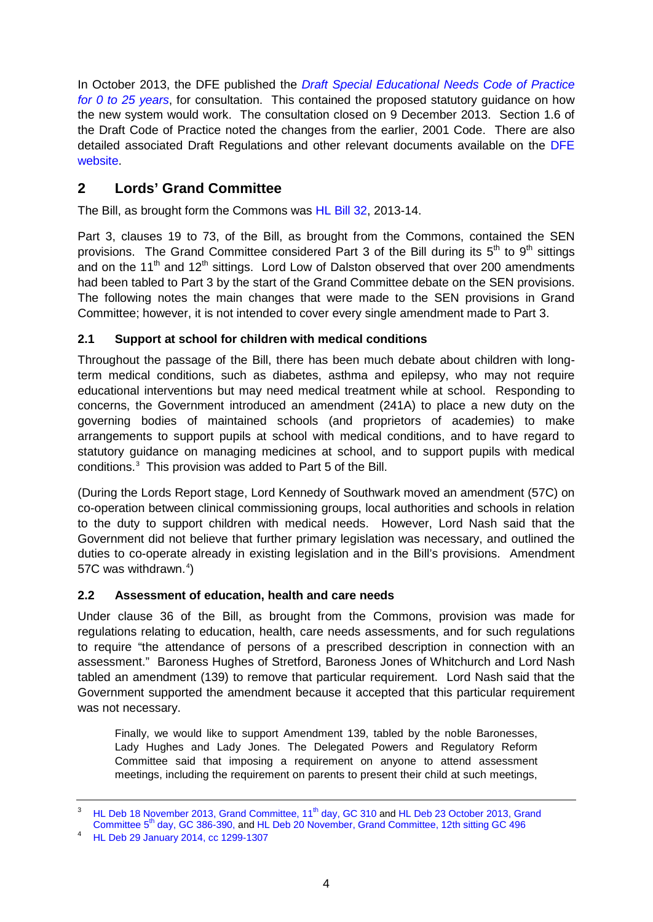In October 2013, the DFE published the *Draft Special Educational Needs Code of Practice for 0 to 25 years*, for consultation. This contained the proposed statutory guidance on how the new system would work. The consultation closed on 9 December 2013. Section 1.6 of the Draft Code of Practice noted the changes from the earlier, 2001 Code. There are also detailed associated Draft Regulations and other relevant documents available on the DFE website.

## 2 Lords' Grand Committee

The Bill, as brought form the Commons was HL Bill 32, 2013-14.

Part 3, clauses 19 to 73, of the Bill, as brought from the Commons, contained the SEN provisions. The Grand Committee considered Part 3 of the Bill during its 5th to 9th sittings and on the 11th and 12th sittings. Lord Low of Dalston observed that over 200 amendments had been tabled to Part 3 by the start of the Grand Committee debate on the SEN provisions. The following notes the main changes that were made to the SEN provisions in Grand Committee; however, it is not intended to cover every single amendment made to Part 3.

### 2.1 Support at school for children with medical conditions

Throughout the passage of the Bill, there has been much debate about children with long-term medical conditions, such as diabetes, asthma and epilepsy, who may not require educational interventions but may need medical treatment while at school. Responding to concerns, the Government introduced an amendment (241A) to place a new duty on the governing bodies of maintained schools (and proprietors of academies) to make arrangements to support pupils at school with medical conditions, and to have regard to statutory guidance on managing medicines at school, and to support pupils with medical conditions.[3] This provision was added to Part 5 of the Bill.

(During the Lords Report stage, Lord Kennedy of Southwark moved an amendment (57C) on co-operation between clinical commissioning groups, local authorities and schools in relation to the duty to support children with medical needs. However, Lord Nash said that the Government did not believe that further primary legislation was necessary, and outlined the duties to co-operate already in existing legislation and in the Bill's provisions. Amendment 57C was withdrawn.[4])

### 2.2 Assessment of education, health and care needs

Under clause 36 of the Bill, as brought from the Commons, provision was made for regulations relating to education, health, care needs assessments, and for such regulations to require "the attendance of persons of a prescribed description in connection with an assessment." Baroness Hughes of Stretford, Baroness Jones of Whitchurch and Lord Nash tabled an amendment (139) to remove that particular requirement. Lord Nash said that the Government supported the amendment because it accepted that this particular requirement was not necessary.

> Finally, we would like to support Amendment 139, tabled by the noble Baronesses, Lady Hughes and Lady Jones. The Delegated Powers and Regulatory Reform Committee said that imposing a requirement on anyone to attend assessment meetings, including the requirement on parents to present their child at such meetings,

---

[3] HL Deb 18 November 2013, Grand Committee, 11th day, GC 310 and HL Deb 23 October 2013, Grand Committee 5th day, GC 386-390, and HL Deb 20 November, Grand Committee, 12th sitting GC 496

[4] HL Deb 29 January 2014, cc 1299-1307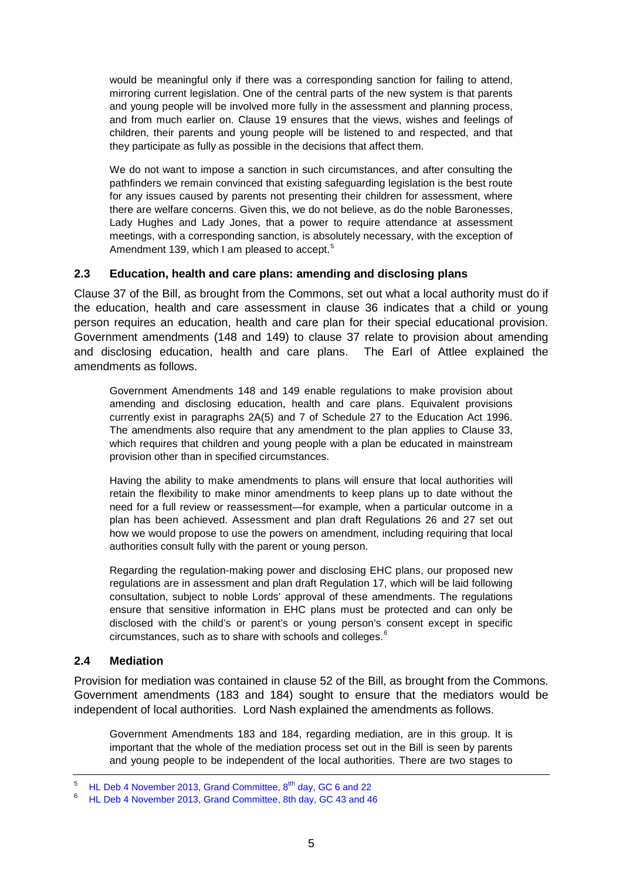would be meaningful only if there was a corresponding sanction for failing to attend, mirroring current legislation. One of the central parts of the new system is that parents and young people will be involved more fully in the assessment and planning process, and from much earlier on. Clause 19 ensures that the views, wishes and feelings of children, their parents and young people will be listened to and respected, and that they participate as fully as possible in the decisions that affect them.

> We do not want to impose a sanction in such circumstances, and after consulting the pathfinders we remain convinced that existing safeguarding legislation is the best route for any issues caused by parents not presenting their children for assessment, where there are welfare concerns. Given this, we do not believe, as do the noble Baronesses, Lady Hughes and Lady Jones, that a power to require attendance at assessment meetings, with a corresponding sanction, is absolutely necessary, with the exception of Amendment 139, which I am pleased to accept.[5]

## 2.3 Education, health and care plans: amending and disclosing plans

Clause 37 of the Bill, as brought from the Commons, set out what a local authority must do if the education, health and care assessment in clause 36 indicates that a child or young person requires an education, health and care plan for their special educational provision. Government amendments (148 and 149) to clause 37 relate to provision about amending and disclosing education, health and care plans. The Earl of Attlee explained the amendments as follows.

> Government Amendments 148 and 149 enable regulations to make provision about amending and disclosing education, health and care plans. Equivalent provisions currently exist in paragraphs 2A(5) and 7 of Schedule 27 to the Education Act 1996. The amendments also require that any amendment to the plan applies to Clause 33, which requires that children and young people with a plan be educated in mainstream provision other than in specified circumstances.
>
> Having the ability to make amendments to plans will ensure that local authorities will retain the flexibility to make minor amendments to keep plans up to date without the need for a full review or reassessment—for example, when a particular outcome in a plan has been achieved. Assessment and plan draft Regulations 26 and 27 set out how we would propose to use the powers on amendment, including requiring that local authorities consult fully with the parent or young person.
>
> Regarding the regulation-making power and disclosing EHC plans, our proposed new regulations are in assessment and plan draft Regulation 17, which will be laid following consultation, subject to noble Lords' approval of these amendments. The regulations ensure that sensitive information in EHC plans must be protected and can only be disclosed with the child's or parent's or young person's consent except in specific circumstances, such as to share with schools and colleges.[6]

## 2.4 Mediation

Provision for mediation was contained in clause 52 of the Bill, as brought from the Commons. Government amendments (183 and 184) sought to ensure that the mediators would be independent of local authorities. Lord Nash explained the amendments as follows.

> Government Amendments 183 and 184, regarding mediation, are in this group. It is important that the whole of the mediation process set out in the Bill is seen by parents and young people to be independent of the local authorities. There are two stages to

---

[5] HL Deb 4 November 2013, Grand Committee, 8th day, GC 6 and 22

[6] HL Deb 4 November 2013, Grand Committee, 8th day, GC 43 and 46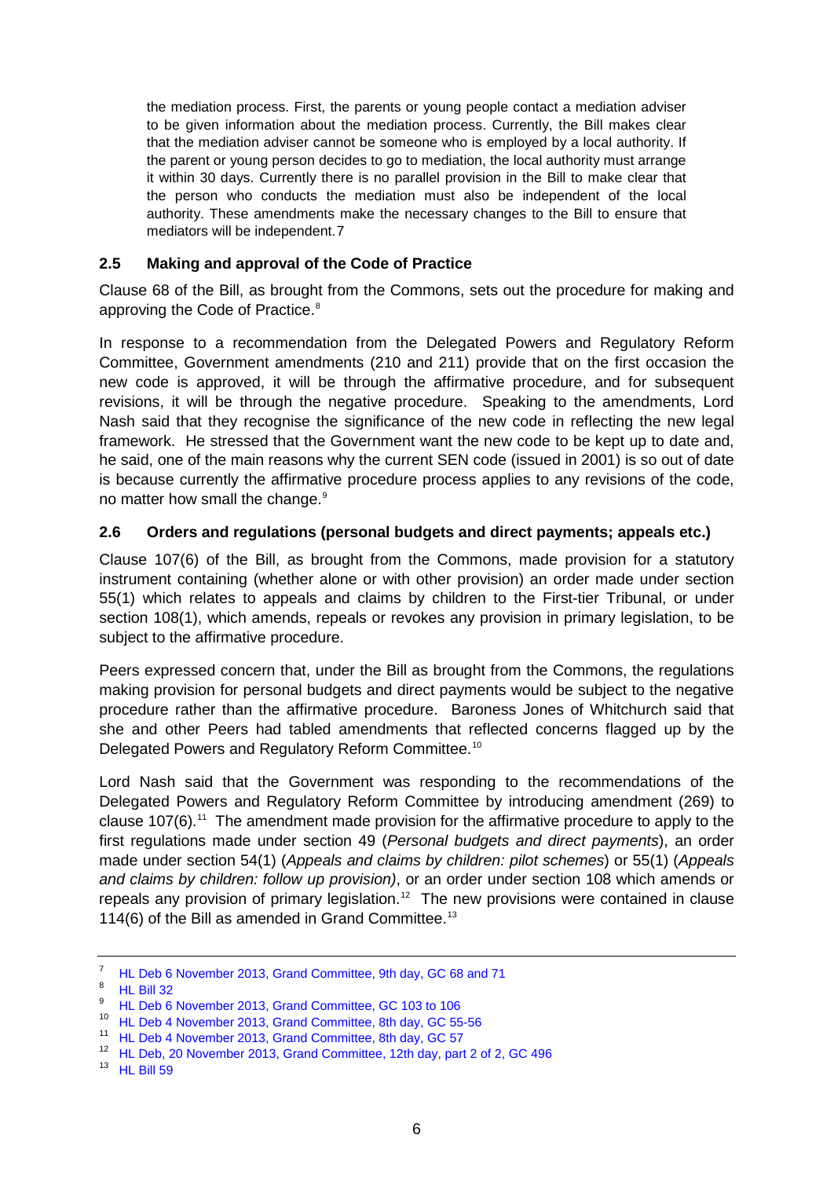> the mediation process. First, the parents or young people contact a mediation adviser to be given information about the mediation process. Currently, the Bill makes clear that the mediation adviser cannot be someone who is employed by a local authority. If the parent or young person decides to go to mediation, the local authority must arrange it within 30 days. Currently there is no parallel provision in the Bill to make clear that the person who conducts the mediation must also be independent of the local authority. These amendments make the necessary changes to the Bill to ensure that mediators will be independent.[7]

### 2.5 Making and approval of the Code of Practice

Clause 68 of the Bill, as brought from the Commons, sets out the procedure for making and approving the Code of Practice.[8]

In response to a recommendation from the Delegated Powers and Regulatory Reform Committee, Government amendments (210 and 211) provide that on the first occasion the new code is approved, it will be through the affirmative procedure, and for subsequent revisions, it will be through the negative procedure. Speaking to the amendments, Lord Nash said that they recognise the significance of the new code in reflecting the new legal framework. He stressed that the Government want the new code to be kept up to date and, he said, one of the main reasons why the current SEN code (issued in 2001) is so out of date is because currently the affirmative procedure process applies to any revisions of the code, no matter how small the change.[9]

### 2.6 Orders and regulations (personal budgets and direct payments; appeals etc.)

Clause 107(6) of the Bill, as brought from the Commons, made provision for a statutory instrument containing (whether alone or with other provision) an order made under section 55(1) which relates to appeals and claims by children to the First-tier Tribunal, or under section 108(1), which amends, repeals or revokes any provision in primary legislation, to be subject to the affirmative procedure.

Peers expressed concern that, under the Bill as brought from the Commons, the regulations making provision for personal budgets and direct payments would be subject to the negative procedure rather than the affirmative procedure. Baroness Jones of Whitchurch said that she and other Peers had tabled amendments that reflected concerns flagged up by the Delegated Powers and Regulatory Reform Committee.[10]

Lord Nash said that the Government was responding to the recommendations of the Delegated Powers and Regulatory Reform Committee by introducing amendment (269) to clause 107(6).[11] The amendment made provision for the affirmative procedure to apply to the first regulations made under section 49 (*Personal budgets and direct payments*), an order made under section 54(1) (*Appeals and claims by children: pilot schemes*) or 55(1) (*Appeals and claims by children: follow up provision)*, or an order under section 108 which amends or repeals any provision of primary legislation.[12] The new provisions were contained in clause 114(6) of the Bill as amended in Grand Committee.[13]

---

[7] HL Deb 6 November 2013, Grand Committee, 9th day, GC 68 and 71

[8] HL Bill 32

[9] HL Deb 6 November 2013, Grand Committee, GC 103 to 106

[10] HL Deb 4 November 2013, Grand Committee, 8th day, GC 55-56

[11] HL Deb 4 November 2013, Grand Committee, 8th day, GC 57

[12] HL Deb, 20 November 2013, Grand Committee, 12th day, part 2 of 2, GC 496

[13] HL Bill 59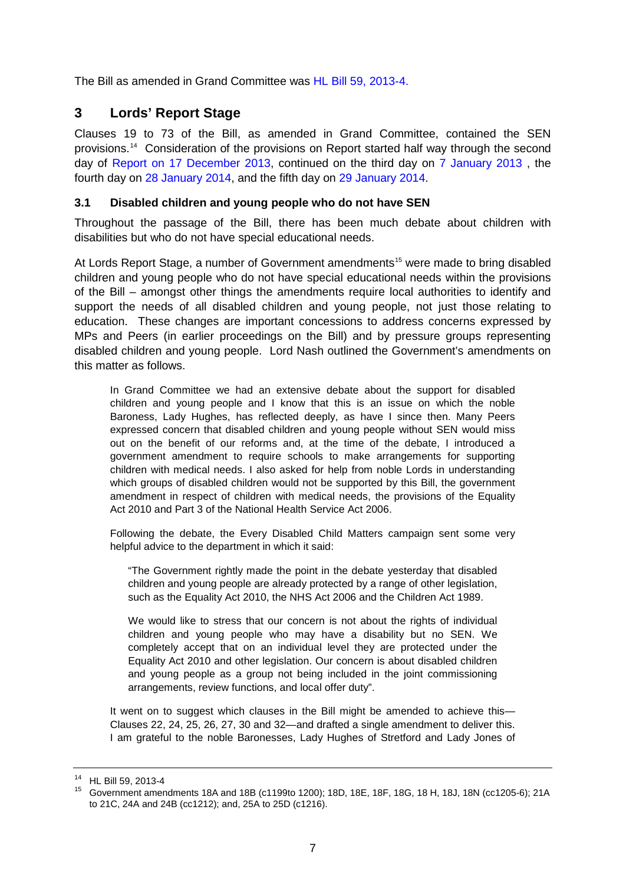The Bill as amended in Grand Committee was HL Bill 59, 2013-4.

## 3 Lords' Report Stage

Clauses 19 to 73 of the Bill, as amended in Grand Committee, contained the SEN provisions.[14] Consideration of the provisions on Report started half way through the second day of Report on 17 December 2013, continued on the third day on 7 January 2013 , the fourth day on 28 January 2014, and the fifth day on 29 January 2014.

### 3.1 Disabled children and young people who do not have SEN

Throughout the passage of the Bill, there has been much debate about children with disabilities but who do not have special educational needs.

At Lords Report Stage, a number of Government amendments[15] were made to bring disabled children and young people who do not have special educational needs within the provisions of the Bill – amongst other things the amendments require local authorities to identify and support the needs of all disabled children and young people, not just those relating to education. These changes are important concessions to address concerns expressed by MPs and Peers (in earlier proceedings on the Bill) and by pressure groups representing disabled children and young people. Lord Nash outlined the Government's amendments on this matter as follows.

> In Grand Committee we had an extensive debate about the support for disabled children and young people and I know that this is an issue on which the noble Baroness, Lady Hughes, has reflected deeply, as have I since then. Many Peers expressed concern that disabled children and young people without SEN would miss out on the benefit of our reforms and, at the time of the debate, I introduced a government amendment to require schools to make arrangements for supporting children with medical needs. I also asked for help from noble Lords in understanding which groups of disabled children would not be supported by this Bill, the government amendment in respect of children with medical needs, the provisions of the Equality Act 2010 and Part 3 of the National Health Service Act 2006.
>
> Following the debate, the Every Disabled Child Matters campaign sent some very helpful advice to the department in which it said:
>
> > "The Government rightly made the point in the debate yesterday that disabled children and young people are already protected by a range of other legislation, such as the Equality Act 2010, the NHS Act 2006 and the Children Act 1989.
> >
> > We would like to stress that our concern is not about the rights of individual children and young people who may have a disability but no SEN. We completely accept that on an individual level they are protected under the Equality Act 2010 and other legislation. Our concern is about disabled children and young people as a group not being included in the joint commissioning arrangements, review functions, and local offer duty".
>
> It went on to suggest which clauses in the Bill might be amended to achieve this—Clauses 22, 24, 25, 26, 27, 30 and 32—and drafted a single amendment to deliver this. I am grateful to the noble Baronesses, Lady Hughes of Stretford and Lady Jones of

---

[14] HL Bill 59, 2013-4

[15] Government amendments 18A and 18B (c1199to 1200); 18D, 18E, 18F, 18G, 18 H, 18J, 18N (cc1205-6); 21A to 21C, 24A and 24B (cc1212); and, 25A to 25D (c1216).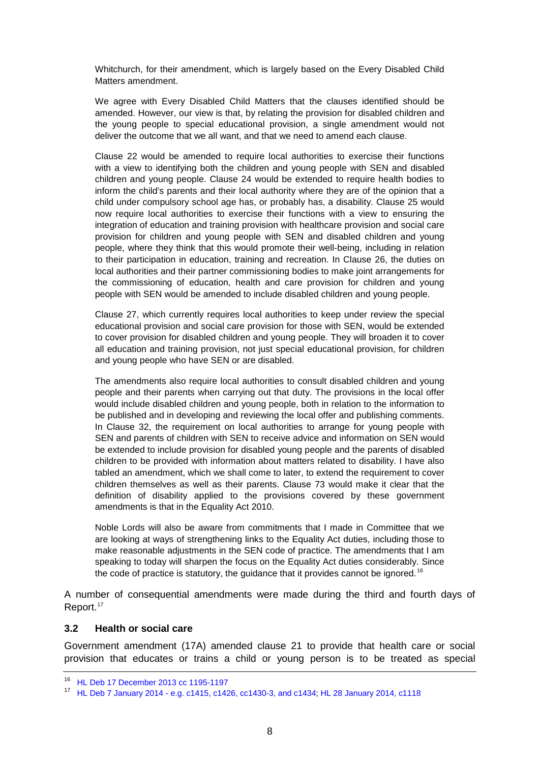Whitchurch, for their amendment, which is largely based on the Every Disabled Child Matters amendment.

We agree with Every Disabled Child Matters that the clauses identified should be amended. However, our view is that, by relating the provision for disabled children and the young people to special educational provision, a single amendment would not deliver the outcome that we all want, and that we need to amend each clause.

Clause 22 would be amended to require local authorities to exercise their functions with a view to identifying both the children and young people with SEN and disabled children and young people. Clause 24 would be extended to require health bodies to inform the child's parents and their local authority where they are of the opinion that a child under compulsory school age has, or probably has, a disability. Clause 25 would now require local authorities to exercise their functions with a view to ensuring the integration of education and training provision with healthcare provision and social care provision for children and young people with SEN and disabled children and young people, where they think that this would promote their well-being, including in relation to their participation in education, training and recreation. In Clause 26, the duties on local authorities and their partner commissioning bodies to make joint arrangements for the commissioning of education, health and care provision for children and young people with SEN would be amended to include disabled children and young people.

Clause 27, which currently requires local authorities to keep under review the special educational provision and social care provision for those with SEN, would be extended to cover provision for disabled children and young people. They will broaden it to cover all education and training provision, not just special educational provision, for children and young people who have SEN or are disabled.

The amendments also require local authorities to consult disabled children and young people and their parents when carrying out that duty. The provisions in the local offer would include disabled children and young people, both in relation to the information to be published and in developing and reviewing the local offer and publishing comments. In Clause 32, the requirement on local authorities to arrange for young people with SEN and parents of children with SEN to receive advice and information on SEN would be extended to include provision for disabled young people and the parents of disabled children to be provided with information about matters related to disability. I have also tabled an amendment, which we shall come to later, to extend the requirement to cover children themselves as well as their parents. Clause 73 would make it clear that the definition of disability applied to the provisions covered by these government amendments is that in the Equality Act 2010.

Noble Lords will also be aware from commitments that I made in Committee that we are looking at ways of strengthening links to the Equality Act duties, including those to make reasonable adjustments in the SEN code of practice. The amendments that I am speaking to today will sharpen the focus on the Equality Act duties considerably. Since the code of practice is statutory, the guidance that it provides cannot be ignored.[16]

A number of consequential amendments were made during the third and fourth days of Report.[17]

### 3.2 Health or social care

Government amendment (17A) amended clause 21 to provide that health care or social provision that educates or trains a child or young person is to be treated as special

[16] HL Deb 17 December 2013 cc 1195-1197

[17] HL Deb 7 January 2014 - e.g. c1415, c1426, cc1430-3, and c1434; HL 28 January 2014, c1118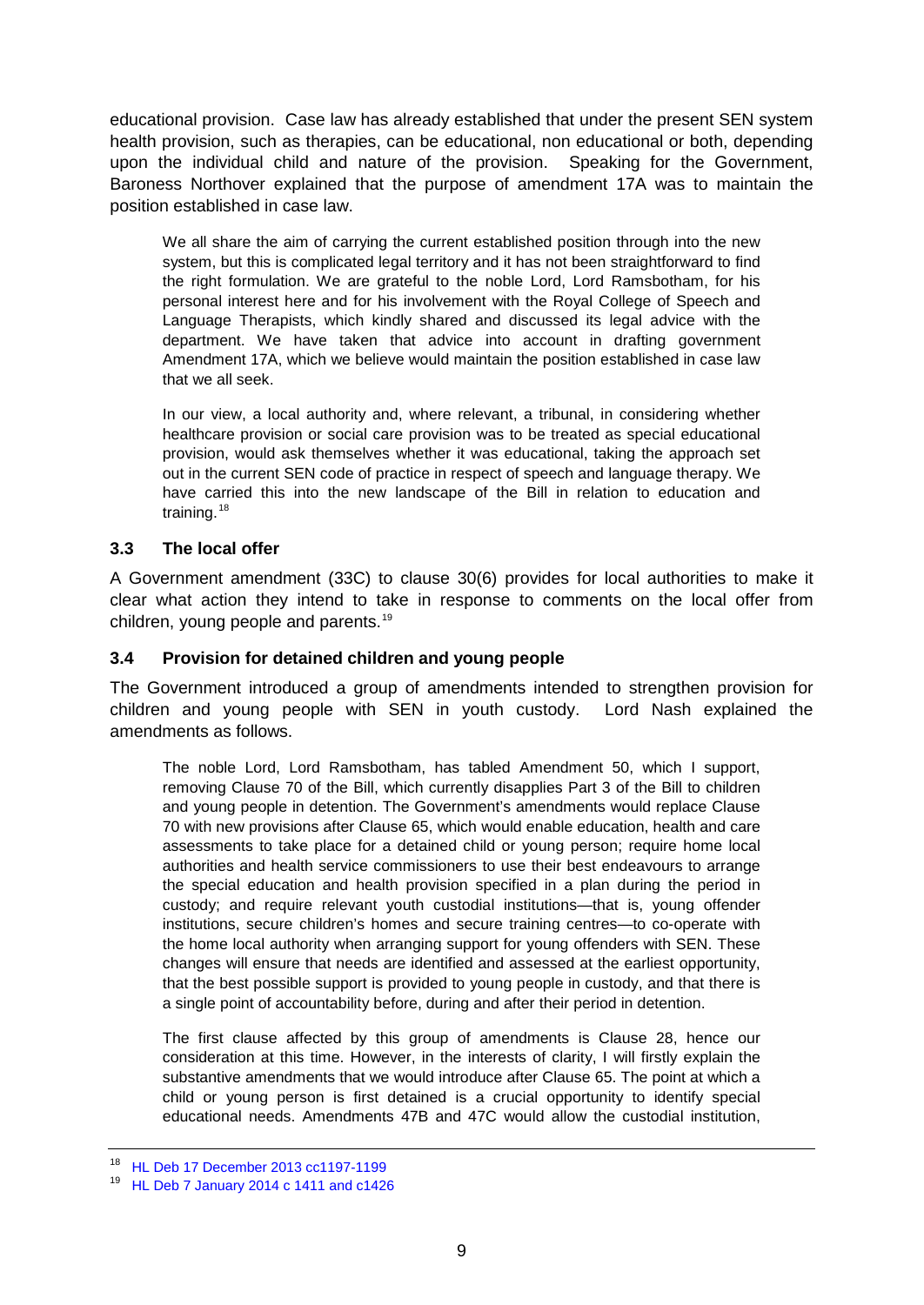educational provision. Case law has already established that under the present SEN system health provision, such as therapies, can be educational, non educational or both, depending upon the individual child and nature of the provision. Speaking for the Government, Baroness Northover explained that the purpose of amendment 17A was to maintain the position established in case law.

> We all share the aim of carrying the current established position through into the new system, but this is complicated legal territory and it has not been straightforward to find the right formulation. We are grateful to the noble Lord, Lord Ramsbotham, for his personal interest here and for his involvement with the Royal College of Speech and Language Therapists, which kindly shared and discussed its legal advice with the department. We have taken that advice into account in drafting government Amendment 17A, which we believe would maintain the position established in case law that we all seek.
>
> In our view, a local authority and, where relevant, a tribunal, in considering whether healthcare provision or social care provision was to be treated as special educational provision, would ask themselves whether it was educational, taking the approach set out in the current SEN code of practice in respect of speech and language therapy. We have carried this into the new landscape of the Bill in relation to education and training.[18]

### 3.3 The local offer

A Government amendment (33C) to clause 30(6) provides for local authorities to make it clear what action they intend to take in response to comments on the local offer from children, young people and parents.[19]

### 3.4 Provision for detained children and young people

The Government introduced a group of amendments intended to strengthen provision for children and young people with SEN in youth custody. Lord Nash explained the amendments as follows.

> The noble Lord, Lord Ramsbotham, has tabled Amendment 50, which I support, removing Clause 70 of the Bill, which currently disapplies Part 3 of the Bill to children and young people in detention. The Government's amendments would replace Clause 70 with new provisions after Clause 65, which would enable education, health and care assessments to take place for a detained child or young person; require home local authorities and health service commissioners to use their best endeavours to arrange the special education and health provision specified in a plan during the period in custody; and require relevant youth custodial institutions—that is, young offender institutions, secure children's homes and secure training centres—to co-operate with the home local authority when arranging support for young offenders with SEN. These changes will ensure that needs are identified and assessed at the earliest opportunity, that the best possible support is provided to young people in custody, and that there is a single point of accountability before, during and after their period in detention.
>
> The first clause affected by this group of amendments is Clause 28, hence our consideration at this time. However, in the interests of clarity, I will firstly explain the substantive amendments that we would introduce after Clause 65. The point at which a child or young person is first detained is a crucial opportunity to identify special educational needs. Amendments 47B and 47C would allow the custodial institution,

---

[18] HL Deb 17 December 2013 cc1197-1199

[19] HL Deb 7 January 2014 c 1411 and c1426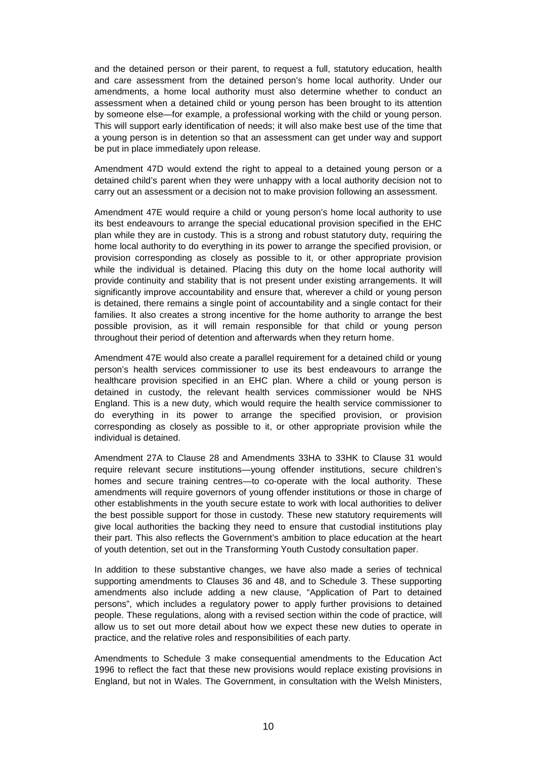and the detained person or their parent, to request a full, statutory education, health and care assessment from the detained person's home local authority. Under our amendments, a home local authority must also determine whether to conduct an assessment when a detained child or young person has been brought to its attention by someone else—for example, a professional working with the child or young person. This will support early identification of needs; it will also make best use of the time that a young person is in detention so that an assessment can get under way and support be put in place immediately upon release.

Amendment 47D would extend the right to appeal to a detained young person or a detained child's parent when they were unhappy with a local authority decision not to carry out an assessment or a decision not to make provision following an assessment.

Amendment 47E would require a child or young person's home local authority to use its best endeavours to arrange the special educational provision specified in the EHC plan while they are in custody. This is a strong and robust statutory duty, requiring the home local authority to do everything in its power to arrange the specified provision, or provision corresponding as closely as possible to it, or other appropriate provision while the individual is detained. Placing this duty on the home local authority will provide continuity and stability that is not present under existing arrangements. It will significantly improve accountability and ensure that, wherever a child or young person is detained, there remains a single point of accountability and a single contact for their families. It also creates a strong incentive for the home authority to arrange the best possible provision, as it will remain responsible for that child or young person throughout their period of detention and afterwards when they return home.

Amendment 47E would also create a parallel requirement for a detained child or young person's health services commissioner to use its best endeavours to arrange the healthcare provision specified in an EHC plan. Where a child or young person is detained in custody, the relevant health services commissioner would be NHS England. This is a new duty, which would require the health service commissioner to do everything in its power to arrange the specified provision, or provision corresponding as closely as possible to it, or other appropriate provision while the individual is detained.

Amendment 27A to Clause 28 and Amendments 33HA to 33HK to Clause 31 would require relevant secure institutions—young offender institutions, secure children's homes and secure training centres—to co-operate with the local authority. These amendments will require governors of young offender institutions or those in charge of other establishments in the youth secure estate to work with local authorities to deliver the best possible support for those in custody. These new statutory requirements will give local authorities the backing they need to ensure that custodial institutions play their part. This also reflects the Government's ambition to place education at the heart of youth detention, set out in the Transforming Youth Custody consultation paper.

In addition to these substantive changes, we have also made a series of technical supporting amendments to Clauses 36 and 48, and to Schedule 3. These supporting amendments also include adding a new clause, "Application of Part to detained persons", which includes a regulatory power to apply further provisions to detained people. These regulations, along with a revised section within the code of practice, will allow us to set out more detail about how we expect these new duties to operate in practice, and the relative roles and responsibilities of each party.

Amendments to Schedule 3 make consequential amendments to the Education Act 1996 to reflect the fact that these new provisions would replace existing provisions in England, but not in Wales. The Government, in consultation with the Welsh Ministers,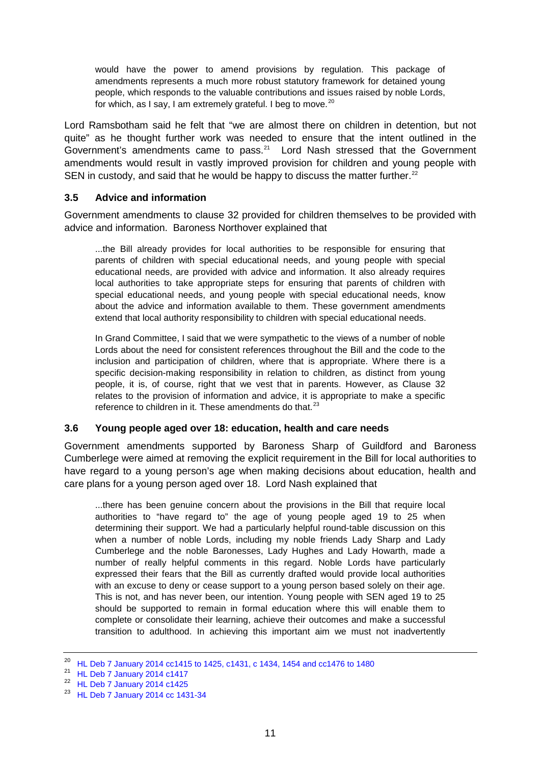> would have the power to amend provisions by regulation. This package of amendments represents a much more robust statutory framework for detained young people, which responds to the valuable contributions and issues raised by noble Lords, for which, as I say, I am extremely grateful. I beg to move.[20]

Lord Ramsbotham said he felt that "we are almost there on children in detention, but not quite" as he thought further work was needed to ensure that the intent outlined in the Government's amendments came to pass.[21] Lord Nash stressed that the Government amendments would result in vastly improved provision for children and young people with SEN in custody, and said that he would be happy to discuss the matter further.[22]

### 3.5 Advice and information

Government amendments to clause 32 provided for children themselves to be provided with advice and information. Baroness Northover explained that

> ...the Bill already provides for local authorities to be responsible for ensuring that parents of children with special educational needs, and young people with special educational needs, are provided with advice and information. It also already requires local authorities to take appropriate steps for ensuring that parents of children with special educational needs, and young people with special educational needs, know about the advice and information available to them. These government amendments extend that local authority responsibility to children with special educational needs.
>
> In Grand Committee, I said that we were sympathetic to the views of a number of noble Lords about the need for consistent references throughout the Bill and the code to the inclusion and participation of children, where that is appropriate. Where there is a specific decision-making responsibility in relation to children, as distinct from young people, it is, of course, right that we vest that in parents. However, as Clause 32 relates to the provision of information and advice, it is appropriate to make a specific reference to children in it. These amendments do that.[23]

### 3.6 Young people aged over 18: education, health and care needs

Government amendments supported by Baroness Sharp of Guildford and Baroness Cumberlege were aimed at removing the explicit requirement in the Bill for local authorities to have regard to a young person's age when making decisions about education, health and care plans for a young person aged over 18. Lord Nash explained that

> ...there has been genuine concern about the provisions in the Bill that require local authorities to "have regard to" the age of young people aged 19 to 25 when determining their support. We had a particularly helpful round-table discussion on this when a number of noble Lords, including my noble friends Lady Sharp and Lady Cumberlege and the noble Baronesses, Lady Hughes and Lady Howarth, made a number of really helpful comments in this regard. Noble Lords have particularly expressed their fears that the Bill as currently drafted would provide local authorities with an excuse to deny or cease support to a young person based solely on their age. This is not, and has never been, our intention. Young people with SEN aged 19 to 25 should be supported to remain in formal education where this will enable them to complete or consolidate their learning, achieve their outcomes and make a successful transition to adulthood. In achieving this important aim we must not inadvertently

---

[20] HL Deb 7 January 2014 cc1415 to 1425, c1431, c 1434, 1454 and cc1476 to 1480

[21] HL Deb 7 January 2014 c1417

[22] HL Deb 7 January 2014 c1425

[23] HL Deb 7 January 2014 cc 1431-34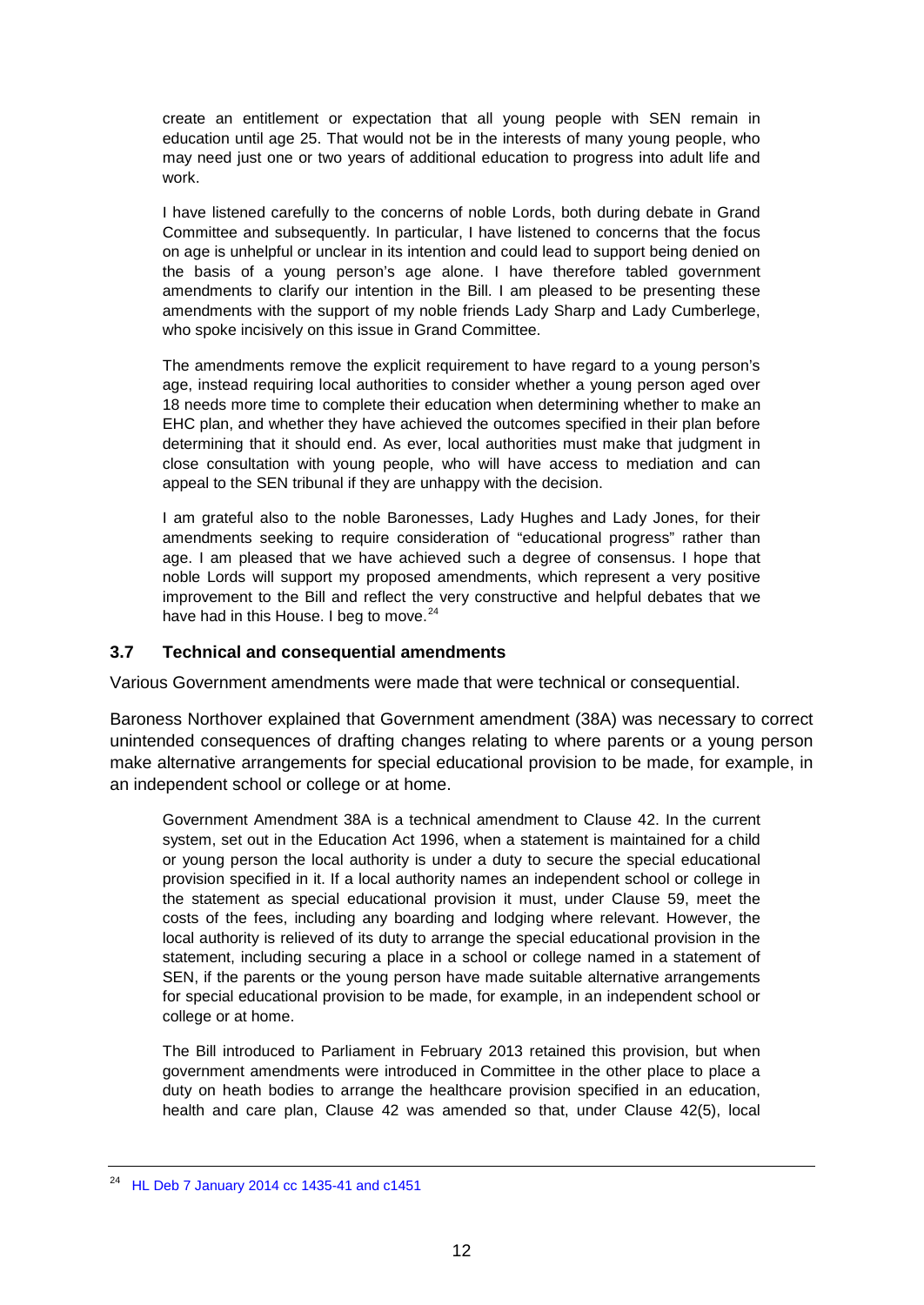> create an entitlement or expectation that all young people with SEN remain in education until age 25. That would not be in the interests of many young people, who may need just one or two years of additional education to progress into adult life and work.
>
> I have listened carefully to the concerns of noble Lords, both during debate in Grand Committee and subsequently. In particular, I have listened to concerns that the focus on age is unhelpful or unclear in its intention and could lead to support being denied on the basis of a young person's age alone. I have therefore tabled government amendments to clarify our intention in the Bill. I am pleased to be presenting these amendments with the support of my noble friends Lady Sharp and Lady Cumberlege, who spoke incisively on this issue in Grand Committee.
>
> The amendments remove the explicit requirement to have regard to a young person's age, instead requiring local authorities to consider whether a young person aged over 18 needs more time to complete their education when determining whether to make an EHC plan, and whether they have achieved the outcomes specified in their plan before determining that it should end. As ever, local authorities must make that judgment in close consultation with young people, who will have access to mediation and can appeal to the SEN tribunal if they are unhappy with the decision.
>
> I am grateful also to the noble Baronesses, Lady Hughes and Lady Jones, for their amendments seeking to require consideration of "educational progress" rather than age. I am pleased that we have achieved such a degree of consensus. I hope that noble Lords will support my proposed amendments, which represent a very positive improvement to the Bill and reflect the very constructive and helpful debates that we have had in this House. I beg to move.[24]

### 3.7 Technical and consequential amendments

Various Government amendments were made that were technical or consequential.

Baroness Northover explained that Government amendment (38A) was necessary to correct unintended consequences of drafting changes relating to where parents or a young person make alternative arrangements for special educational provision to be made, for example, in an independent school or college or at home.

> Government Amendment 38A is a technical amendment to Clause 42. In the current system, set out in the Education Act 1996, when a statement is maintained for a child or young person the local authority is under a duty to secure the special educational provision specified in it. If a local authority names an independent school or college in the statement as special educational provision it must, under Clause 59, meet the costs of the fees, including any boarding and lodging where relevant. However, the local authority is relieved of its duty to arrange the special educational provision in the statement, including securing a place in a school or college named in a statement of SEN, if the parents or the young person have made suitable alternative arrangements for special educational provision to be made, for example, in an independent school or college or at home.
>
> The Bill introduced to Parliament in February 2013 retained this provision, but when government amendments were introduced in Committee in the other place to place a duty on heath bodies to arrange the healthcare provision specified in an education, health and care plan, Clause 42 was amended so that, under Clause 42(5), local

[24] HL Deb 7 January 2014 cc 1435-41 and c1451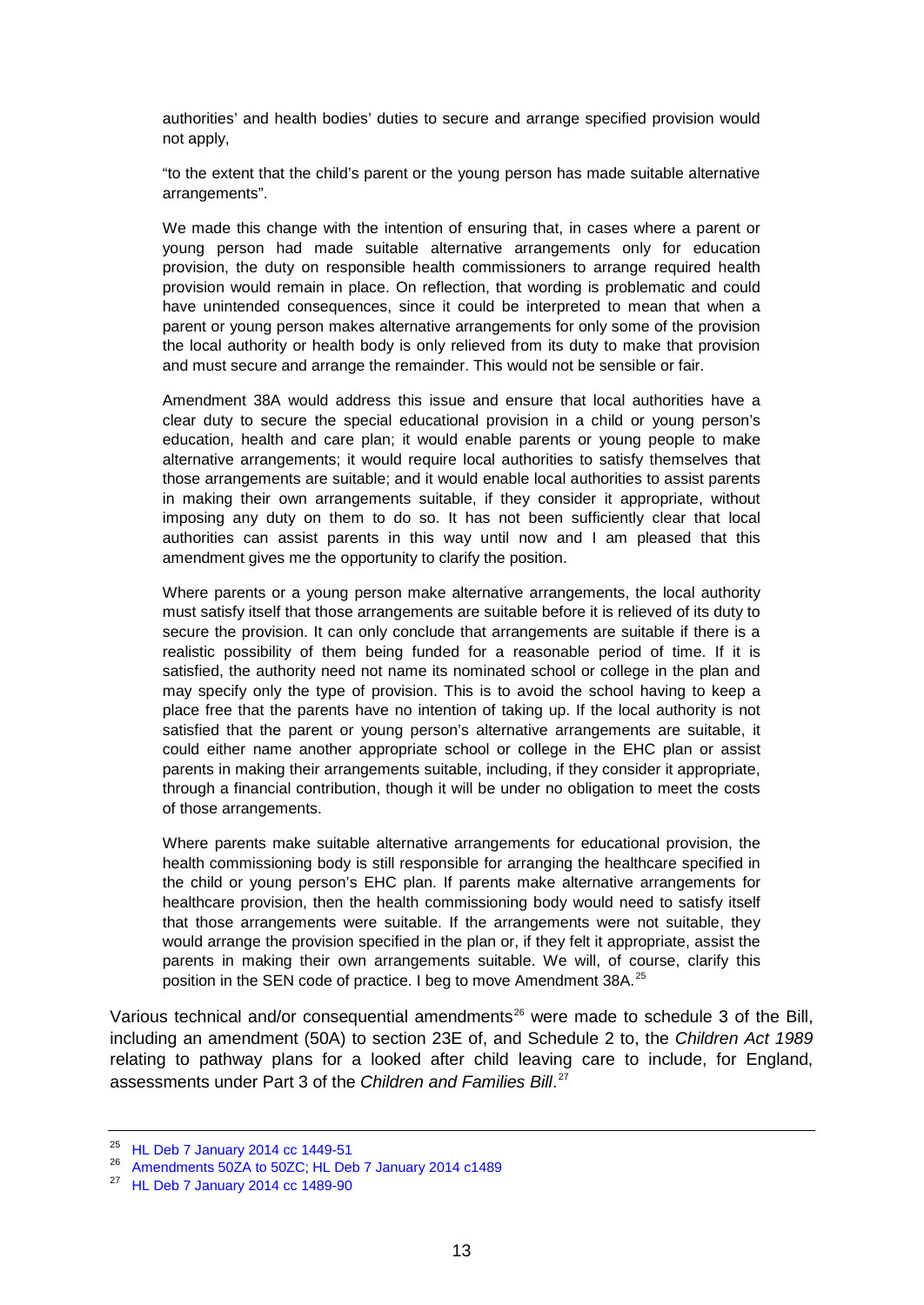> authorities' and health bodies' duties to secure and arrange specified provision would not apply,
>
> "to the extent that the child's parent or the young person has made suitable alternative arrangements".
>
> We made this change with the intention of ensuring that, in cases where a parent or young person had made suitable alternative arrangements only for education provision, the duty on responsible health commissioners to arrange required health provision would remain in place. On reflection, that wording is problematic and could have unintended consequences, since it could be interpreted to mean that when a parent or young person makes alternative arrangements for only some of the provision the local authority or health body is only relieved from its duty to make that provision and must secure and arrange the remainder. This would not be sensible or fair.
>
> Amendment 38A would address this issue and ensure that local authorities have a clear duty to secure the special educational provision in a child or young person's education, health and care plan; it would enable parents or young people to make alternative arrangements; it would require local authorities to satisfy themselves that those arrangements are suitable; and it would enable local authorities to assist parents in making their own arrangements suitable, if they consider it appropriate, without imposing any duty on them to do so. It has not been sufficiently clear that local authorities can assist parents in this way until now and I am pleased that this amendment gives me the opportunity to clarify the position.
>
> Where parents or a young person make alternative arrangements, the local authority must satisfy itself that those arrangements are suitable before it is relieved of its duty to secure the provision. It can only conclude that arrangements are suitable if there is a realistic possibility of them being funded for a reasonable period of time. If it is satisfied, the authority need not name its nominated school or college in the plan and may specify only the type of provision. This is to avoid the school having to keep a place free that the parents have no intention of taking up. If the local authority is not satisfied that the parent or young person's alternative arrangements are suitable, it could either name another appropriate school or college in the EHC plan or assist parents in making their arrangements suitable, including, if they consider it appropriate, through a financial contribution, though it will be under no obligation to meet the costs of those arrangements.
>
> Where parents make suitable alternative arrangements for educational provision, the health commissioning body is still responsible for arranging the healthcare specified in the child or young person's EHC plan. If parents make alternative arrangements for healthcare provision, then the health commissioning body would need to satisfy itself that those arrangements were suitable. If the arrangements were not suitable, they would arrange the provision specified in the plan or, if they felt it appropriate, assist the parents in making their own arrangements suitable. We will, of course, clarify this position in the SEN code of practice. I beg to move Amendment 38A.[25]

Various technical and/or consequential amendments[26] were made to schedule 3 of the Bill, including an amendment (50A) to section 23E of, and Schedule 2 to, the *Children Act 1989* relating to pathway plans for a looked after child leaving care to include, for England, assessments under Part 3 of the *Children and Families Bill*.[27]

---

[25] HL Deb 7 January 2014 cc 1449-51

[26] Amendments 50ZA to 50ZC; HL Deb 7 January 2014 c1489

[27] HL Deb 7 January 2014 cc 1489-90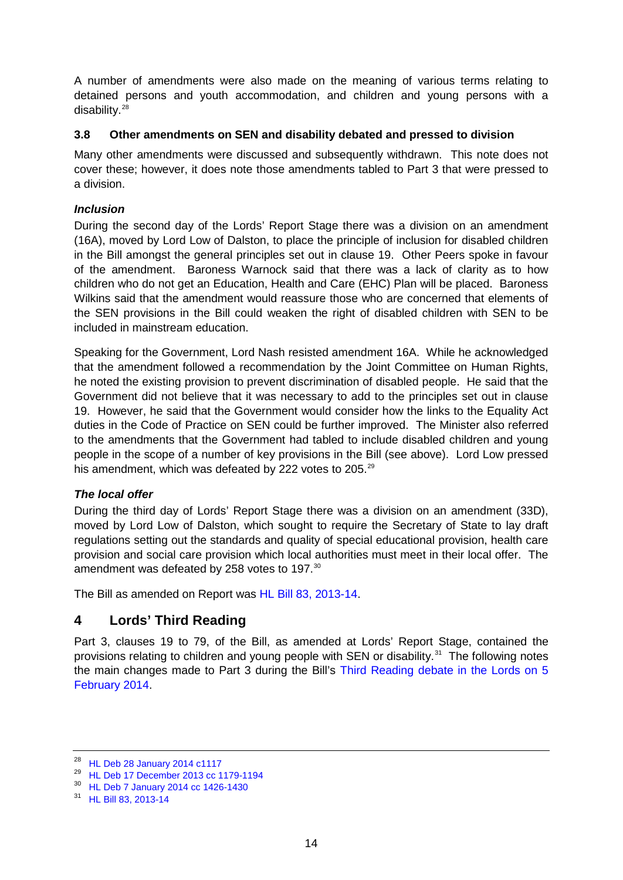A number of amendments were also made on the meaning of various terms relating to detained persons and youth accommodation, and children and young persons with a disability.[28]

### 3.8 Other amendments on SEN and disability debated and pressed to division

Many other amendments were discussed and subsequently withdrawn. This note does not cover these; however, it does note those amendments tabled to Part 3 that were pressed to a division.

#### *Inclusion*

During the second day of the Lords' Report Stage there was a division on an amendment (16A), moved by Lord Low of Dalston, to place the principle of inclusion for disabled children in the Bill amongst the general principles set out in clause 19. Other Peers spoke in favour of the amendment. Baroness Warnock said that there was a lack of clarity as to how children who do not get an Education, Health and Care (EHC) Plan will be placed. Baroness Wilkins said that the amendment would reassure those who are concerned that elements of the SEN provisions in the Bill could weaken the right of disabled children with SEN to be included in mainstream education.

Speaking for the Government, Lord Nash resisted amendment 16A. While he acknowledged that the amendment followed a recommendation by the Joint Committee on Human Rights, he noted the existing provision to prevent discrimination of disabled people. He said that the Government did not believe that it was necessary to add to the principles set out in clause 19. However, he said that the Government would consider how the links to the Equality Act duties in the Code of Practice on SEN could be further improved. The Minister also referred to the amendments that the Government had tabled to include disabled children and young people in the scope of a number of key provisions in the Bill (see above). Lord Low pressed his amendment, which was defeated by 222 votes to 205.[29]

#### *The local offer*

During the third day of Lords' Report Stage there was a division on an amendment (33D), moved by Lord Low of Dalston, which sought to require the Secretary of State to lay draft regulations setting out the standards and quality of special educational provision, health care provision and social care provision which local authorities must meet in their local offer. The amendment was defeated by 258 votes to 197.[30]

The Bill as amended on Report was HL Bill 83, 2013-14.

## 4 Lords' Third Reading

Part 3, clauses 19 to 79, of the Bill, as amended at Lords' Report Stage, contained the provisions relating to children and young people with SEN or disability.[31] The following notes the main changes made to Part 3 during the Bill's Third Reading debate in the Lords on 5 February 2014.

---

[28] HL Deb 28 January 2014 c1117

[29] HL Deb 17 December 2013 cc 1179-1194

[30] HL Deb 7 January 2014 cc 1426-1430

[31] HL Bill 83, 2013-14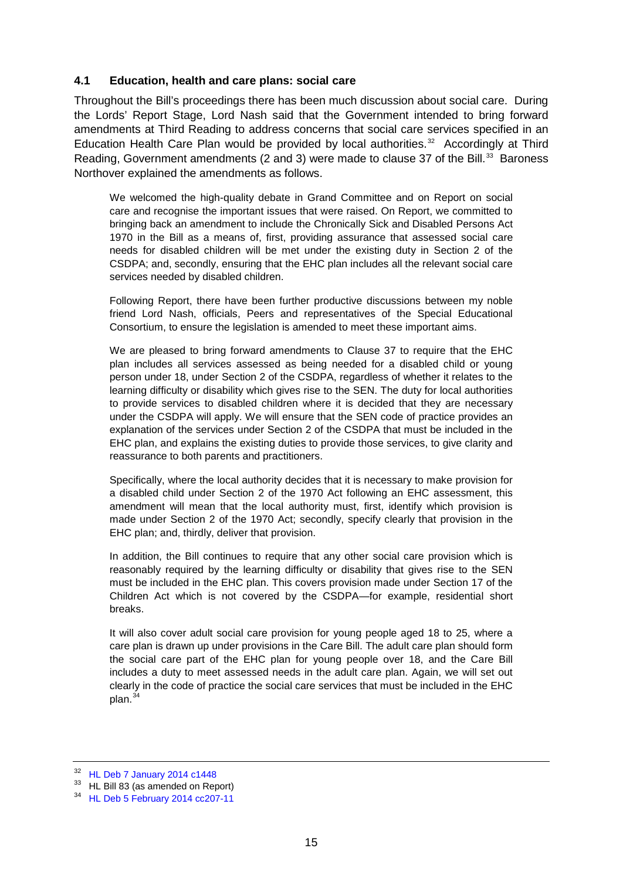### 4.1 Education, health and care plans: social care

Throughout the Bill's proceedings there has been much discussion about social care. During the Lords' Report Stage, Lord Nash said that the Government intended to bring forward amendments at Third Reading to address concerns that social care services specified in an Education Health Care Plan would be provided by local authorities.[32] Accordingly at Third Reading, Government amendments (2 and 3) were made to clause 37 of the Bill.[33] Baroness Northover explained the amendments as follows.

> We welcomed the high-quality debate in Grand Committee and on Report on social care and recognise the important issues that were raised. On Report, we committed to bringing back an amendment to include the Chronically Sick and Disabled Persons Act 1970 in the Bill as a means of, first, providing assurance that assessed social care needs for disabled children will be met under the existing duty in Section 2 of the CSDPA; and, secondly, ensuring that the EHC plan includes all the relevant social care services needed by disabled children.
>
> Following Report, there have been further productive discussions between my noble friend Lord Nash, officials, Peers and representatives of the Special Educational Consortium, to ensure the legislation is amended to meet these important aims.
>
> We are pleased to bring forward amendments to Clause 37 to require that the EHC plan includes all services assessed as being needed for a disabled child or young person under 18, under Section 2 of the CSDPA, regardless of whether it relates to the learning difficulty or disability which gives rise to the SEN. The duty for local authorities to provide services to disabled children where it is decided that they are necessary under the CSDPA will apply. We will ensure that the SEN code of practice provides an explanation of the services under Section 2 of the CSDPA that must be included in the EHC plan, and explains the existing duties to provide those services, to give clarity and reassurance to both parents and practitioners.
>
> Specifically, where the local authority decides that it is necessary to make provision for a disabled child under Section 2 of the 1970 Act following an EHC assessment, this amendment will mean that the local authority must, first, identify which provision is made under Section 2 of the 1970 Act; secondly, specify clearly that provision in the EHC plan; and, thirdly, deliver that provision.
>
> In addition, the Bill continues to require that any other social care provision which is reasonably required by the learning difficulty or disability that gives rise to the SEN must be included in the EHC plan. This covers provision made under Section 17 of the Children Act which is not covered by the CSDPA—for example, residential short breaks.
>
> It will also cover adult social care provision for young people aged 18 to 25, where a care plan is drawn up under provisions in the Care Bill. The adult care plan should form the social care part of the EHC plan for young people over 18, and the Care Bill includes a duty to meet assessed needs in the adult care plan. Again, we will set out clearly in the code of practice the social care services that must be included in the EHC plan.[34]

---

[32] HL Deb 7 January 2014 c1448

[33] HL Bill 83 (as amended on Report)

[34] HL Deb 5 February 2014 cc207-11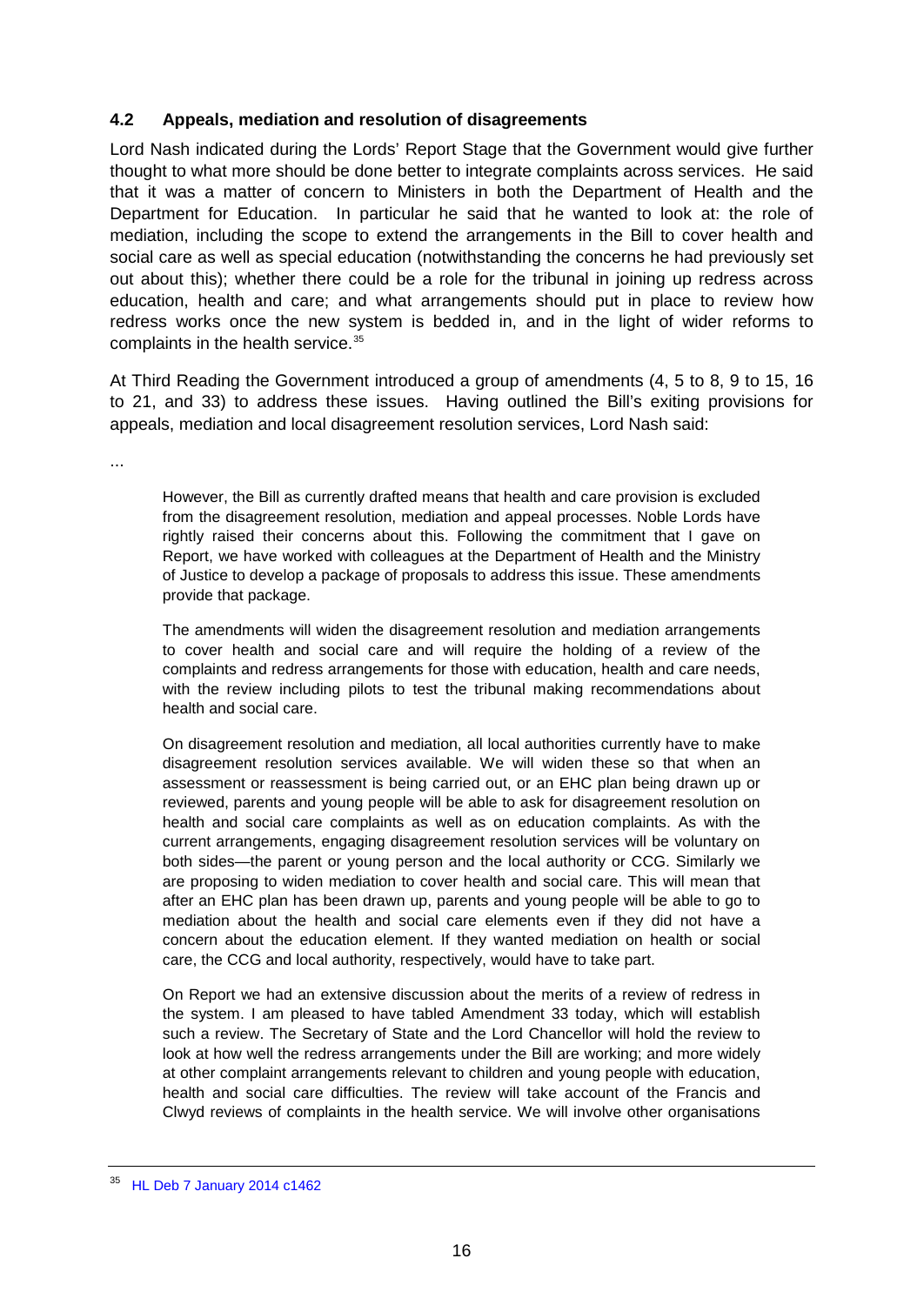### 4.2 Appeals, mediation and resolution of disagreements

Lord Nash indicated during the Lords' Report Stage that the Government would give further thought to what more should be done better to integrate complaints across services. He said that it was a matter of concern to Ministers in both the Department of Health and the Department for Education. In particular he said that he wanted to look at: the role of mediation, including the scope to extend the arrangements in the Bill to cover health and social care as well as special education (notwithstanding the concerns he had previously set out about this); whether there could be a role for the tribunal in joining up redress across education, health and care; and what arrangements should put in place to review how redress works once the new system is bedded in, and in the light of wider reforms to complaints in the health service.[35]

At Third Reading the Government introduced a group of amendments (4, 5 to 8, 9 to 15, 16 to 21, and 33) to address these issues. Having outlined the Bill's exiting provisions for appeals, mediation and local disagreement resolution services, Lord Nash said:

...

> However, the Bill as currently drafted means that health and care provision is excluded from the disagreement resolution, mediation and appeal processes. Noble Lords have rightly raised their concerns about this. Following the commitment that I gave on Report, we have worked with colleagues at the Department of Health and the Ministry of Justice to develop a package of proposals to address this issue. These amendments provide that package.
>
> The amendments will widen the disagreement resolution and mediation arrangements to cover health and social care and will require the holding of a review of the complaints and redress arrangements for those with education, health and care needs, with the review including pilots to test the tribunal making recommendations about health and social care.
>
> On disagreement resolution and mediation, all local authorities currently have to make disagreement resolution services available. We will widen these so that when an assessment or reassessment is being carried out, or an EHC plan being drawn up or reviewed, parents and young people will be able to ask for disagreement resolution on health and social care complaints as well as on education complaints. As with the current arrangements, engaging disagreement resolution services will be voluntary on both sides—the parent or young person and the local authority or CCG. Similarly we are proposing to widen mediation to cover health and social care. This will mean that after an EHC plan has been drawn up, parents and young people will be able to go to mediation about the health and social care elements even if they did not have a concern about the education element. If they wanted mediation on health or social care, the CCG and local authority, respectively, would have to take part.
>
> On Report we had an extensive discussion about the merits of a review of redress in the system. I am pleased to have tabled Amendment 33 today, which will establish such a review. The Secretary of State and the Lord Chancellor will hold the review to look at how well the redress arrangements under the Bill are working; and more widely at other complaint arrangements relevant to children and young people with education, health and social care difficulties. The review will take account of the Francis and Clwyd reviews of complaints in the health service. We will involve other organisations

[35] HL Deb 7 January 2014 c1462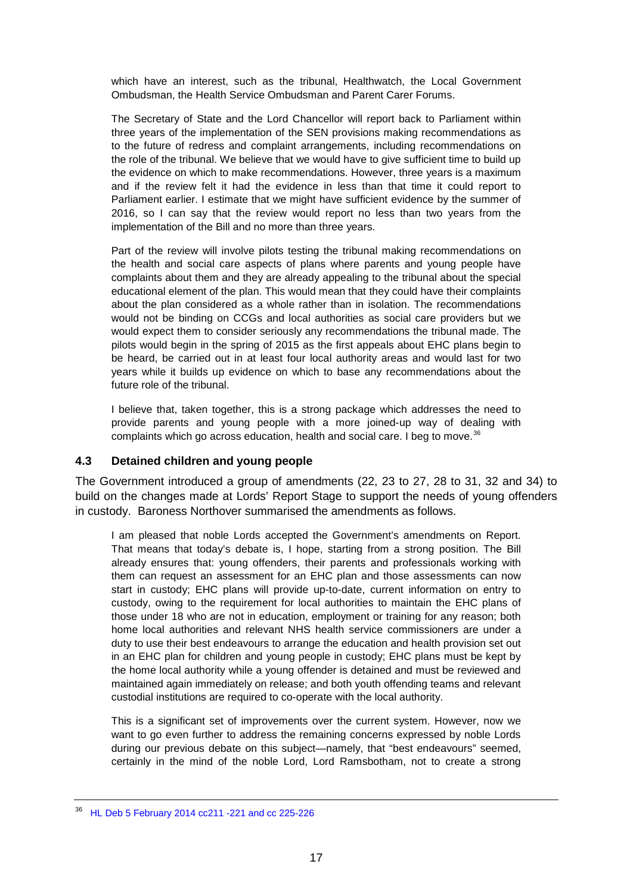which have an interest, such as the tribunal, Healthwatch, the Local Government Ombudsman, the Health Service Ombudsman and Parent Carer Forums.

The Secretary of State and the Lord Chancellor will report back to Parliament within three years of the implementation of the SEN provisions making recommendations as to the future of redress and complaint arrangements, including recommendations on the role of the tribunal. We believe that we would have to give sufficient time to build up the evidence on which to make recommendations. However, three years is a maximum and if the review felt it had the evidence in less than that time it could report to Parliament earlier. I estimate that we might have sufficient evidence by the summer of 2016, so I can say that the review would report no less than two years from the implementation of the Bill and no more than three years.

Part of the review will involve pilots testing the tribunal making recommendations on the health and social care aspects of plans where parents and young people have complaints about them and they are already appealing to the tribunal about the special educational element of the plan. This would mean that they could have their complaints about the plan considered as a whole rather than in isolation. The recommendations would not be binding on CCGs and local authorities as social care providers but we would expect them to consider seriously any recommendations the tribunal made. The pilots would begin in the spring of 2015 as the first appeals about EHC plans begin to be heard, be carried out in at least four local authority areas and would last for two years while it builds up evidence on which to base any recommendations about the future role of the tribunal.

I believe that, taken together, this is a strong package which addresses the need to provide parents and young people with a more joined-up way of dealing with complaints which go across education, health and social care. I beg to move.[36]

### 4.3 Detained children and young people

The Government introduced a group of amendments (22, 23 to 27, 28 to 31, 32 and 34) to build on the changes made at Lords' Report Stage to support the needs of young offenders in custody. Baroness Northover summarised the amendments as follows.

I am pleased that noble Lords accepted the Government's amendments on Report. That means that today's debate is, I hope, starting from a strong position. The Bill already ensures that: young offenders, their parents and professionals working with them can request an assessment for an EHC plan and those assessments can now start in custody; EHC plans will provide up-to-date, current information on entry to custody, owing to the requirement for local authorities to maintain the EHC plans of those under 18 who are not in education, employment or training for any reason; both home local authorities and relevant NHS health service commissioners are under a duty to use their best endeavours to arrange the education and health provision set out in an EHC plan for children and young people in custody; EHC plans must be kept by the home local authority while a young offender is detained and must be reviewed and maintained again immediately on release; and both youth offending teams and relevant custodial institutions are required to co-operate with the local authority.

This is a significant set of improvements over the current system. However, now we want to go even further to address the remaining concerns expressed by noble Lords during our previous debate on this subject—namely, that "best endeavours" seemed, certainly in the mind of the noble Lord, Lord Ramsbotham, not to create a strong

---

[36] HL Deb 5 February 2014 cc211 -221 and cc 225-226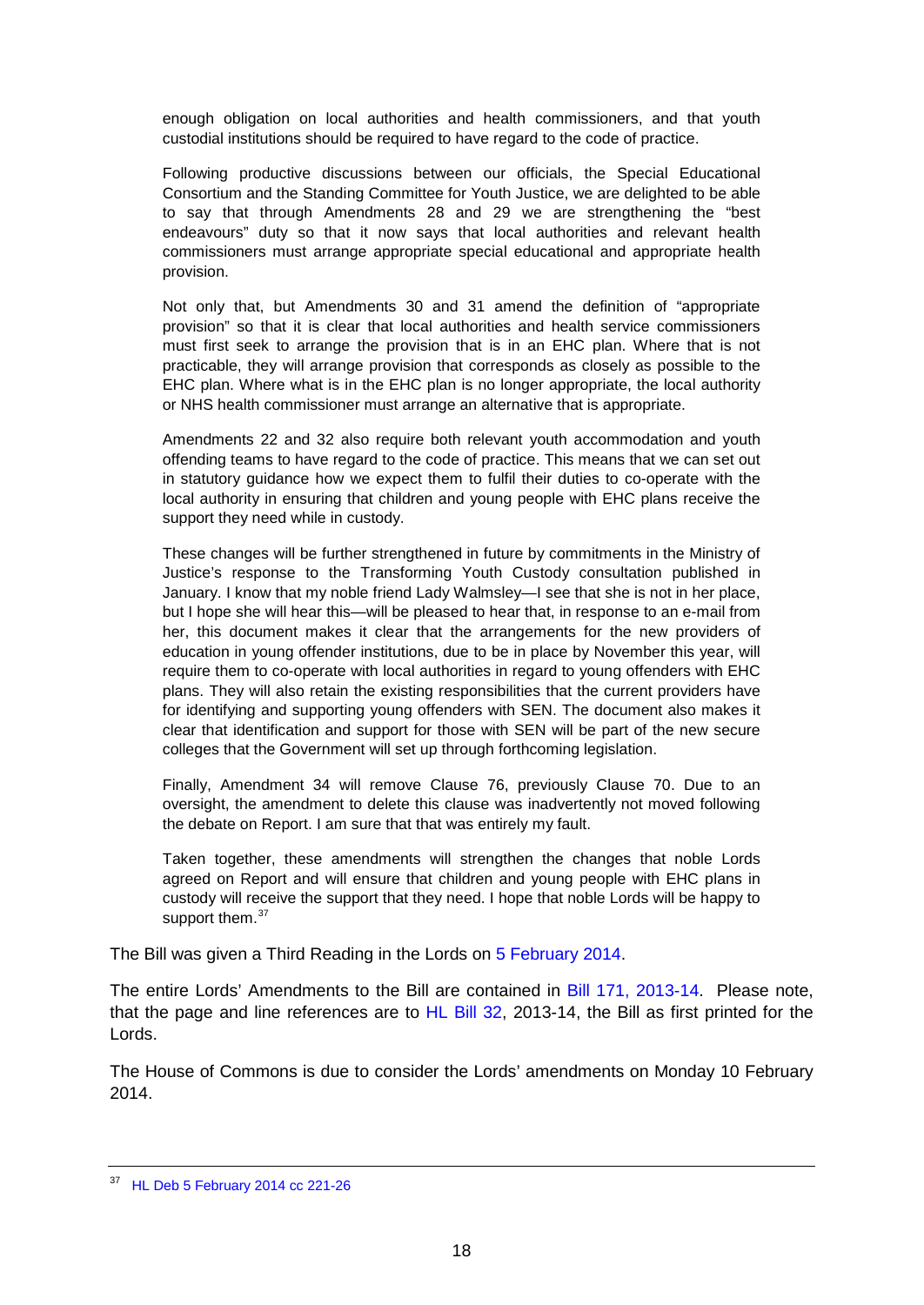> enough obligation on local authorities and health commissioners, and that youth custodial institutions should be required to have regard to the code of practice.
>
> Following productive discussions between our officials, the Special Educational Consortium and the Standing Committee for Youth Justice, we are delighted to be able to say that through Amendments 28 and 29 we are strengthening the "best endeavours" duty so that it now says that local authorities and relevant health commissioners must arrange appropriate special educational and appropriate health provision.
>
> Not only that, but Amendments 30 and 31 amend the definition of "appropriate provision" so that it is clear that local authorities and health service commissioners must first seek to arrange the provision that is in an EHC plan. Where that is not practicable, they will arrange provision that corresponds as closely as possible to the EHC plan. Where what is in the EHC plan is no longer appropriate, the local authority or NHS health commissioner must arrange an alternative that is appropriate.
>
> Amendments 22 and 32 also require both relevant youth accommodation and youth offending teams to have regard to the code of practice. This means that we can set out in statutory guidance how we expect them to fulfil their duties to co-operate with the local authority in ensuring that children and young people with EHC plans receive the support they need while in custody.
>
> These changes will be further strengthened in future by commitments in the Ministry of Justice's response to the Transforming Youth Custody consultation published in January. I know that my noble friend Lady Walmsley—I see that she is not in her place, but I hope she will hear this—will be pleased to hear that, in response to an e-mail from her, this document makes it clear that the arrangements for the new providers of education in young offender institutions, due to be in place by November this year, will require them to co-operate with local authorities in regard to young offenders with EHC plans. They will also retain the existing responsibilities that the current providers have for identifying and supporting young offenders with SEN. The document also makes it clear that identification and support for those with SEN will be part of the new secure colleges that the Government will set up through forthcoming legislation.
>
> Finally, Amendment 34 will remove Clause 76, previously Clause 70. Due to an oversight, the amendment to delete this clause was inadvertently not moved following the debate on Report. I am sure that that was entirely my fault.
>
> Taken together, these amendments will strengthen the changes that noble Lords agreed on Report and will ensure that children and young people with EHC plans in custody will receive the support that they need. I hope that noble Lords will be happy to support them.[37]

The Bill was given a Third Reading in the Lords on 5 February 2014.

The entire Lords' Amendments to the Bill are contained in Bill 171, 2013-14. Please note, that the page and line references are to HL Bill 32, 2013-14, the Bill as first printed for the Lords.

The House of Commons is due to consider the Lords' amendments on Monday 10 February 2014.

---

[37] HL Deb 5 February 2014 cc 221-26